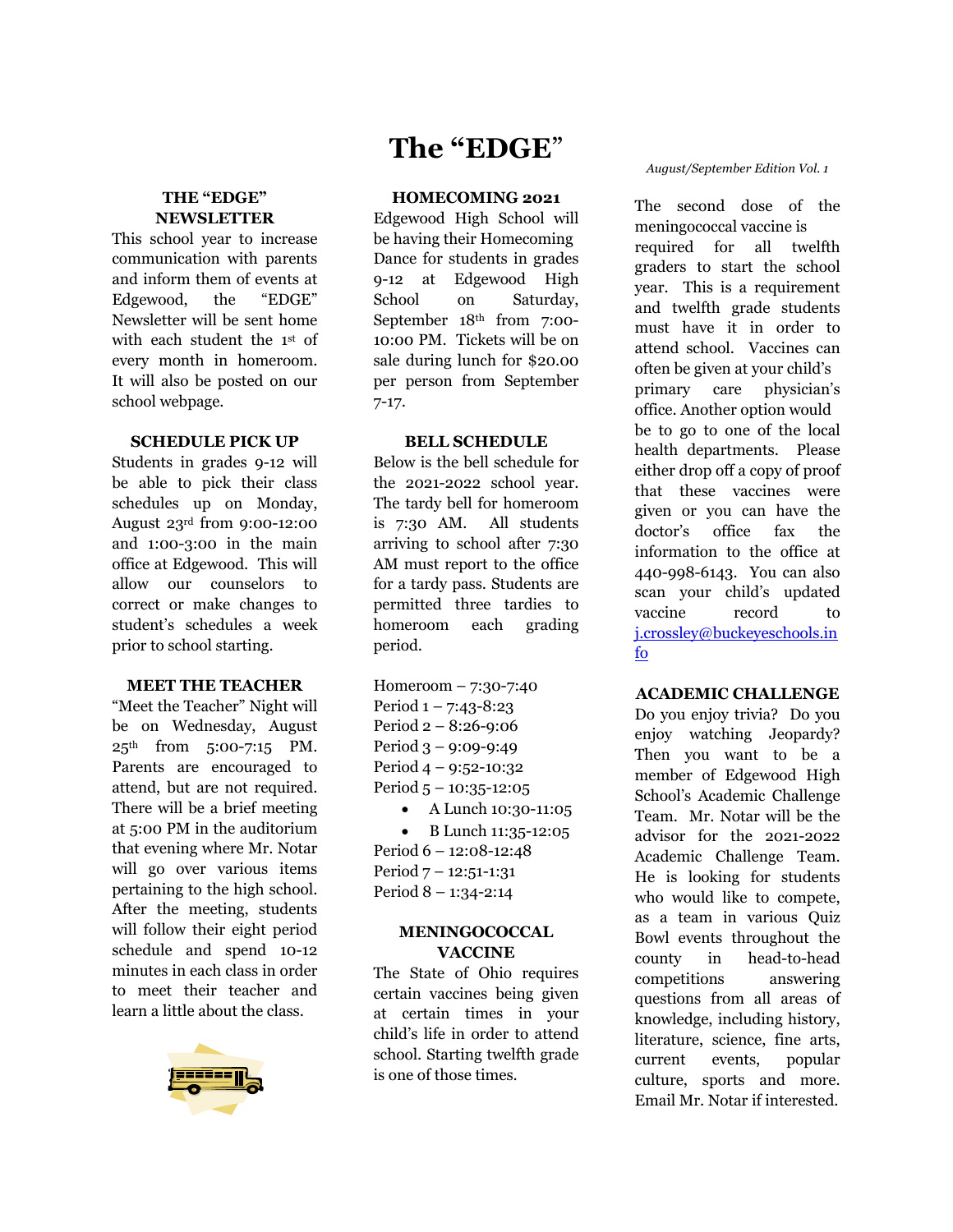# The "EDGE"

*August/September Edition Vol. 1*

## THE "EDGE" NEWSLETTER

This school year to increase communication with parents and inform them of events at Edgewood, the "EDGE" Newsletter will be sent home with each student the 1st of every month in homeroom. It will also be posted on our school webpage.

## SCHEDULE PICK UP

Students in grades 9-12 will be able to pick their class schedules up on Monday, August 23rd from 9:00-12:00 and 1:00-3:00 in the main office at Edgewood. This will allow our counselors to correct or make changes to student's schedules a week prior to school starting.

## MEET THE TEACHER

"Meet the Teacher" Night will be on Wednesday, August 25th from 5:00-7:15 PM. Parents are encouraged to attend, but are not required. There will be a brief meeting at 5:00 PM in the auditorium that evening where Mr. Notar will go over various items pertaining to the high school. After the meeting, students will follow their eight period schedule and spend 10-12 minutes in each class in order to meet their teacher and learn a little about the class.

## HOMECOMING 2021

Edgewood High School will be having their Homecoming Dance for students in grades 9-12 at Edgewood High School on Saturday, September 18th from 7:00-10:00 PM. Tickets will be on sale during lunch for $20.00 per person from September 7-17.

## BELL SCHEDULE

Below is the bell schedule for the 2021-2022 school year. The tardy bell for homeroom is 7:30 AM. All students arriving to school after 7:30 AM must report to the office for a tardy pass. Students are permitted three tardies to homeroom each grading period.

Homeroom – 7:30-7:40
Period 1 – 7:43-8:23
Period 2 – 8:26-9:06
Period 3 – 9:09-9:49
Period 4 – 9:52-10:32
Period 5 – 10:35-12:05

- A Lunch 10:30-11:05
- B Lunch 11:35-12:05

Period 6 – 12:08-12:48
Period 7 – 12:51-1:31
Period 8 – 1:34-2:14

## MENINGOCOCCAL VACCINE

The State of Ohio requires certain vaccines being given at certain times in your child's life in order to attend school. Starting twelfth grade is one of those times.

The second dose of the meningococcal vaccine is required for all twelfth graders to start the school year. This is a requirement and twelfth grade students must have it in order to attend school. Vaccines can often be given at your child's primary care physician's office. Another option would be to go to one of the local health departments. Please either drop off a copy of proof that these vaccines were given or you can have the doctor's office fax the information to the office at 440-998-6143. You can also scan your child's updated vaccine record to j.crossley@buckeyeschools.info

## ACADEMIC CHALLENGE

Do you enjoy trivia? Do you enjoy watching Jeopardy? Then you want to be a member of Edgewood High School's Academic Challenge Team. Mr. Notar will be the advisor for the 2021-2022 Academic Challenge Team. He is looking for students who would like to compete, as a team in various Quiz Bowl events throughout the county in head-to-head competitions answering questions from all areas of knowledge, including history, literature, science, fine arts, current events, popular culture, sports and more. Email Mr. Notar if interested.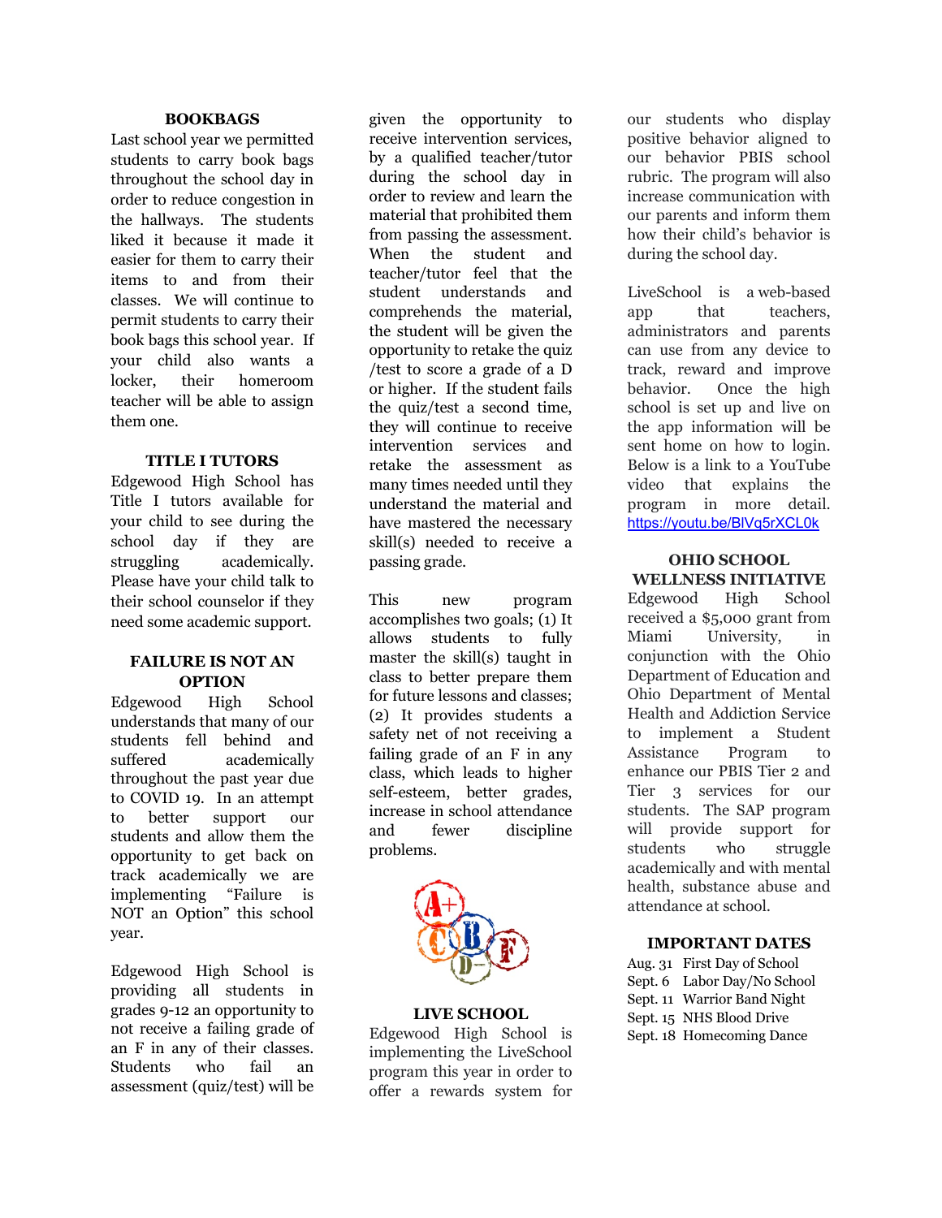### BOOKBAGS

Last school year we permitted students to carry book bags throughout the school day in order to reduce congestion in the hallways. The students liked it because it made it easier for them to carry their items to and from their classes. We will continue to permit students to carry their book bags this school year. If your child also wants a locker, their homeroom teacher will be able to assign them one.

### TITLE I TUTORS

Edgewood High School has Title I tutors available for your child to see during the school day if they are struggling academically. Please have your child talk to their school counselor if they need some academic support.

### FAILURE IS NOT AN OPTION

Edgewood High School understands that many of our students fell behind and suffered academically throughout the past year due to COVID 19. In an attempt to better support our students and allow them the opportunity to get back on track academically we are implementing "Failure is NOT an Option" this school year.

Edgewood High School is providing all students in grades 9-12 an opportunity to not receive a failing grade of an F in any of their classes. Students who fail an assessment (quiz/test) will be given the opportunity to receive intervention services, by a qualified teacher/tutor during the school day in order to review and learn the material that prohibited them from passing the assessment. When the student and teacher/tutor feel that the student understands and comprehends the material, the student will be given the opportunity to retake the quiz /test to score a grade of a D or higher. If the student fails the quiz/test a second time, they will continue to receive intervention services and retake the assessment as many times needed until they understand the material and have mastered the necessary skill(s) needed to receive a passing grade.

This new program accomplishes two goals; (1) It allows students to fully master the skill(s) taught in class to better prepare them for future lessons and classes; (2) It provides students a safety net of not receiving a failing grade of an F in any class, which leads to higher self-esteem, better grades, increase in school attendance and fewer discipline problems.

### LIVE SCHOOL

Edgewood High School is implementing the LiveSchool program this year in order to offer a rewards system for our students who display positive behavior aligned to our behavior PBIS school rubric. The program will also increase communication with our parents and inform them how their child's behavior is during the school day.

LiveSchool is a web-based app that teachers, administrators and parents can use from any device to track, reward and improve behavior. Once the high school is set up and live on the app information will be sent home on how to login. Below is a link to a YouTube video that explains the program in more detail. https://youtu.be/BlVq5rXCL0k

### OHIO SCHOOL WELLNESS INITIATIVE

Edgewood High School received a $5,000 grant from Miami University, in conjunction with the Ohio Department of Education and Ohio Department of Mental Health and Addiction Service to implement a Student Assistance Program to enhance our PBIS Tier 2 and Tier 3 services for our students. The SAP program will provide support for students who struggle academically and with mental health, substance abuse and attendance at school.

### IMPORTANT DATES

Aug. 31 First Day of School
Sept. 6 Labor Day/No School
Sept. 11 Warrior Band Night
Sept. 15 NHS Blood Drive
Sept. 18 Homecoming Dance